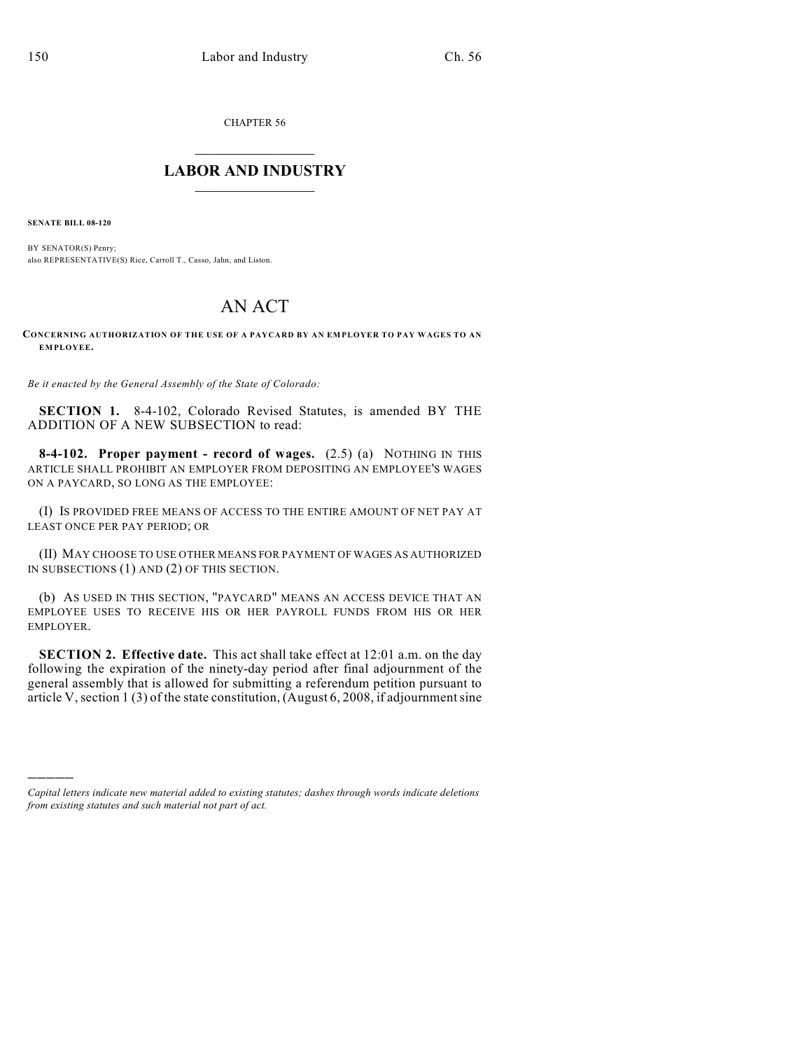CHAPTER 56

# LABOR AND INDUSTRY

**SENATE BILL 08-120**

BY SENATOR(S) Penry;
also REPRESENTATIVE(S) Rice, Carroll T., Casso, Jahn, and Liston.

# AN ACT

**CONCERNING AUTHORIZATION OF THE USE OF A PAYCARD BY AN EMPLOYER TO PAY WAGES TO AN EMPLOYEE.**

*Be it enacted by the General Assembly of the State of Colorado:*

**SECTION 1.** 8-4-102, Colorado Revised Statutes, is amended BY THE ADDITION OF A NEW SUBSECTION to read:

**8-4-102. Proper payment - record of wages.** (2.5) (a) NOTHING IN THIS ARTICLE SHALL PROHIBIT AN EMPLOYER FROM DEPOSITING AN EMPLOYEE'S WAGES ON A PAYCARD, SO LONG AS THE EMPLOYEE:

(I) IS PROVIDED FREE MEANS OF ACCESS TO THE ENTIRE AMOUNT OF NET PAY AT LEAST ONCE PER PAY PERIOD; OR

(II) MAY CHOOSE TO USE OTHER MEANS FOR PAYMENT OF WAGES AS AUTHORIZED IN SUBSECTIONS (1) AND (2) OF THIS SECTION.

(b) AS USED IN THIS SECTION, "PAYCARD" MEANS AN ACCESS DEVICE THAT AN EMPLOYEE USES TO RECEIVE HIS OR HER PAYROLL FUNDS FROM HIS OR HER EMPLOYER.

**SECTION 2. Effective date.** This act shall take effect at 12:01 a.m. on the day following the expiration of the ninety-day period after final adjournment of the general assembly that is allowed for submitting a referendum petition pursuant to article V, section 1 (3) of the state constitution, (August 6, 2008, if adjournment sine

---

*Capital letters indicate new material added to existing statutes; dashes through words indicate deletions from existing statutes and such material not part of act.*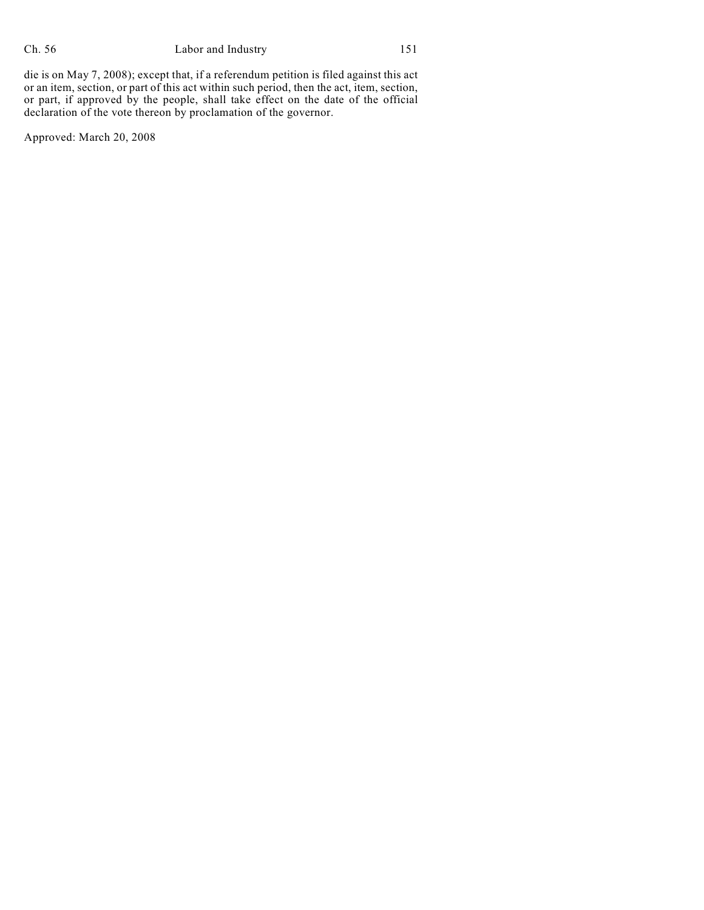die is on May 7, 2008); except that, if a referendum petition is filed against this act or an item, section, or part of this act within such period, then the act, item, section, or part, if approved by the people, shall take effect on the date of the official declaration of the vote thereon by proclamation of the governor.

Approved: March 20, 2008